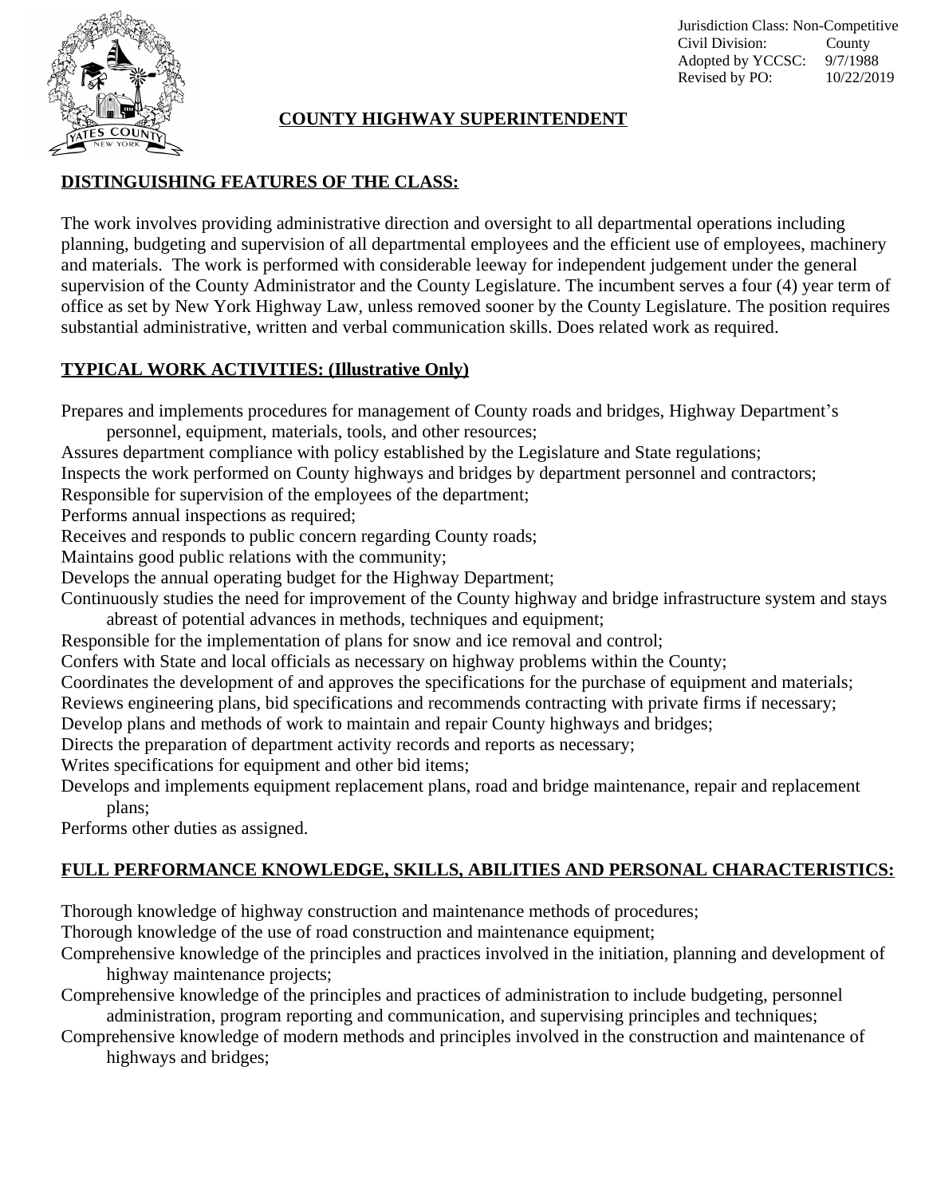Jurisdiction Class: Non-Competitive
Civil Division: County
Adopted by YCCSC: 9/7/1988
Revised by PO: 10/22/2019

# COUNTY HIGHWAY SUPERINTENDENT

## DISTINGUISHING FEATURES OF THE CLASS:

The work involves providing administrative direction and oversight to all departmental operations including planning, budgeting and supervision of all departmental employees and the efficient use of employees, machinery and materials. The work is performed with considerable leeway for independent judgement under the general supervision of the County Administrator and the County Legislature. The incumbent serves a four (4) year term of office as set by New York Highway Law, unless removed sooner by the County Legislature. The position requires substantial administrative, written and verbal communication skills. Does related work as required.

## TYPICAL WORK ACTIVITIES: (Illustrative Only)

Prepares and implements procedures for management of County roads and bridges, Highway Department's personnel, equipment, materials, tools, and other resources;
Assures department compliance with policy established by the Legislature and State regulations;
Inspects the work performed on County highways and bridges by department personnel and contractors;
Responsible for supervision of the employees of the department;
Performs annual inspections as required;
Receives and responds to public concern regarding County roads;
Maintains good public relations with the community;
Develops the annual operating budget for the Highway Department;
Continuously studies the need for improvement of the County highway and bridge infrastructure system and stays abreast of potential advances in methods, techniques and equipment;
Responsible for the implementation of plans for snow and ice removal and control;
Confers with State and local officials as necessary on highway problems within the County;
Coordinates the development of and approves the specifications for the purchase of equipment and materials;
Reviews engineering plans, bid specifications and recommends contracting with private firms if necessary;
Develop plans and methods of work to maintain and repair County highways and bridges;
Directs the preparation of department activity records and reports as necessary;
Writes specifications for equipment and other bid items;
Develops and implements equipment replacement plans, road and bridge maintenance, repair and replacement plans;
Performs other duties as assigned.

## FULL PERFORMANCE KNOWLEDGE, SKILLS, ABILITIES AND PERSONAL CHARACTERISTICS:

Thorough knowledge of highway construction and maintenance methods of procedures;
Thorough knowledge of the use of road construction and maintenance equipment;
Comprehensive knowledge of the principles and practices involved in the initiation, planning and development of highway maintenance projects;
Comprehensive knowledge of the principles and practices of administration to include budgeting, personnel administration, program reporting and communication, and supervising principles and techniques;
Comprehensive knowledge of modern methods and principles involved in the construction and maintenance of highways and bridges;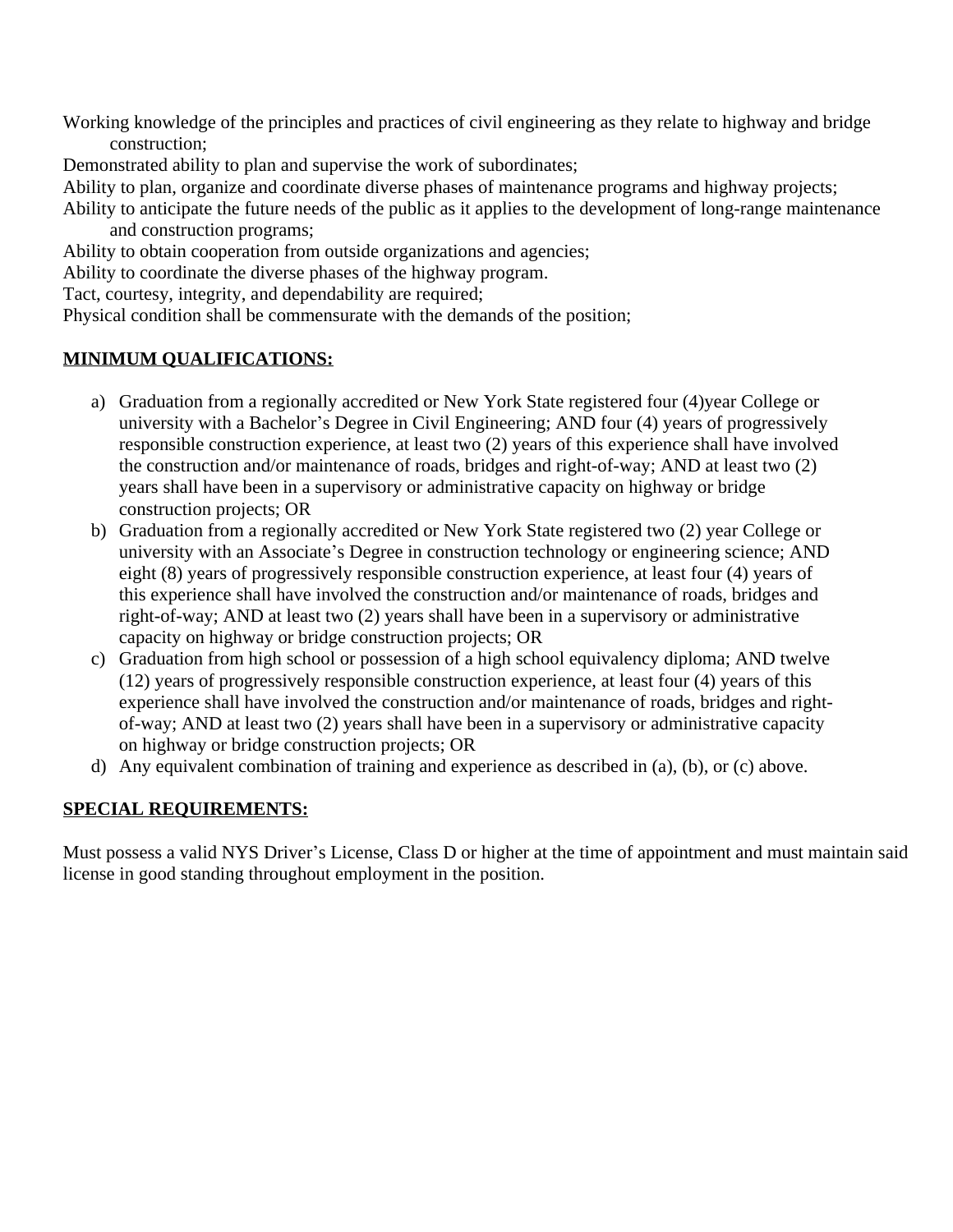Working knowledge of the principles and practices of civil engineering as they relate to highway and bridge construction;
Demonstrated ability to plan and supervise the work of subordinates;
Ability to plan, organize and coordinate diverse phases of maintenance programs and highway projects;
Ability to anticipate the future needs of the public as it applies to the development of long-range maintenance and construction programs;
Ability to obtain cooperation from outside organizations and agencies;
Ability to coordinate the diverse phases of the highway program.
Tact, courtesy, integrity, and dependability are required;
Physical condition shall be commensurate with the demands of the position;

**MINIMUM QUALIFICATIONS:**

a) Graduation from a regionally accredited or New York State registered four (4)year College or university with a Bachelor's Degree in Civil Engineering; AND four (4) years of progressively responsible construction experience, at least two (2) years of this experience shall have involved the construction and/or maintenance of roads, bridges and right-of-way; AND at least two (2) years shall have been in a supervisory or administrative capacity on highway or bridge construction projects; OR
b) Graduation from a regionally accredited or New York State registered two (2) year College or university with an Associate's Degree in construction technology or engineering science; AND eight (8) years of progressively responsible construction experience, at least four (4) years of this experience shall have involved the construction and/or maintenance of roads, bridges and right-of-way; AND at least two (2) years shall have been in a supervisory or administrative capacity on highway or bridge construction projects; OR
c) Graduation from high school or possession of a high school equivalency diploma; AND twelve (12) years of progressively responsible construction experience, at least four (4) years of this experience shall have involved the construction and/or maintenance of roads, bridges and right-of-way; AND at least two (2) years shall have been in a supervisory or administrative capacity on highway or bridge construction projects; OR
d) Any equivalent combination of training and experience as described in (a), (b), or (c) above.

**SPECIAL REQUIREMENTS:**

Must possess a valid NYS Driver's License, Class D or higher at the time of appointment and must maintain said license in good standing throughout employment in the position.